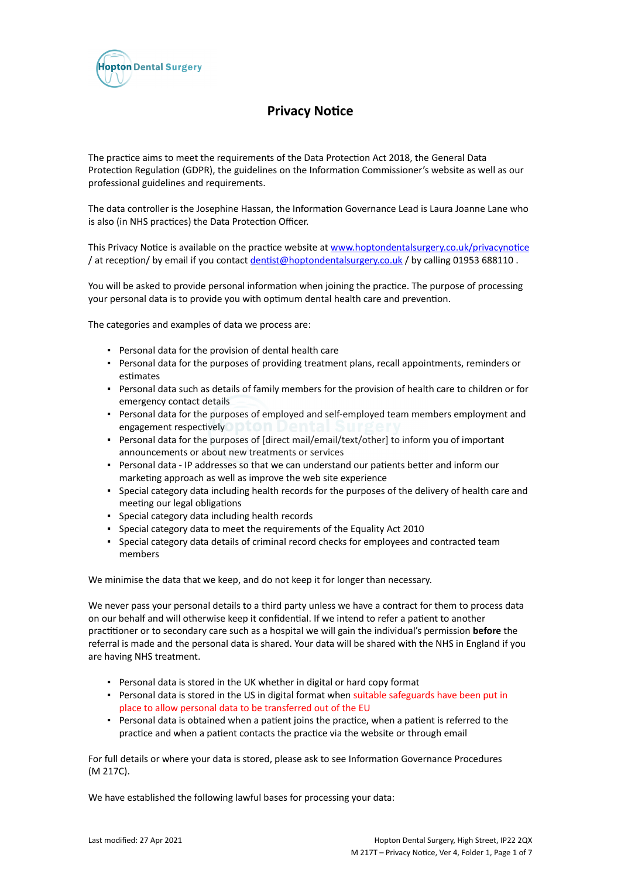Hopton Dental Surgery

# Privacy Notice

The practice aims to meet the requirements of the Data Protection Act 2018, the General Data Protection Regulation (GDPR), the guidelines on the Information Commissioner's website as well as our professional guidelines and requirements.

The data controller is the Josephine Hassan, the Information Governance Lead is Laura Joanne Lane who is also (in NHS practices) the Data Protection Officer.

This Privacy Notice is available on the practice website at www.hoptondentalsurgery.co.uk/privacynotice / at reception/ by email if you contact dentist@hoptondentalsurgery.co.uk / by calling 01953 688110 .

You will be asked to provide personal information when joining the practice. The purpose of processing your personal data is to provide you with optimum dental health care and prevention.

The categories and examples of data we process are:

- Personal data for the provision of dental health care
- Personal data for the purposes of providing treatment plans, recall appointments, reminders or estimates
- Personal data such as details of family members for the provision of health care to children or for emergency contact details
- Personal data for the purposes of employed and self-employed team members employment and engagement respectively
- Personal data for the purposes of [direct mail/email/text/other] to inform you of important announcements or about new treatments or services
- Personal data - IP addresses so that we can understand our patients better and inform our marketing approach as well as improve the web site experience
- Special category data including health records for the purposes of the delivery of health care and meeting our legal obligations
- Special category data including health records
- Special category data to meet the requirements of the Equality Act 2010
- Special category data details of criminal record checks for employees and contracted team members

We minimise the data that we keep, and do not keep it for longer than necessary.

We never pass your personal details to a third party unless we have a contract for them to process data on our behalf and will otherwise keep it confidential. If we intend to refer a patient to another practitioner or to secondary care such as a hospital we will gain the individual's permission **before** the referral is made and the personal data is shared. Your data will be shared with the NHS in England if you are having NHS treatment.

- Personal data is stored in the UK whether in digital or hard copy format
- Personal data is stored in the US in digital format when suitable safeguards have been put in place to allow personal data to be transferred out of the EU
- Personal data is obtained when a patient joins the practice, when a patient is referred to the practice and when a patient contacts the practice via the website or through email

For full details or where your data is stored, please ask to see Information Governance Procedures (M 217C).

We have established the following lawful bases for processing your data: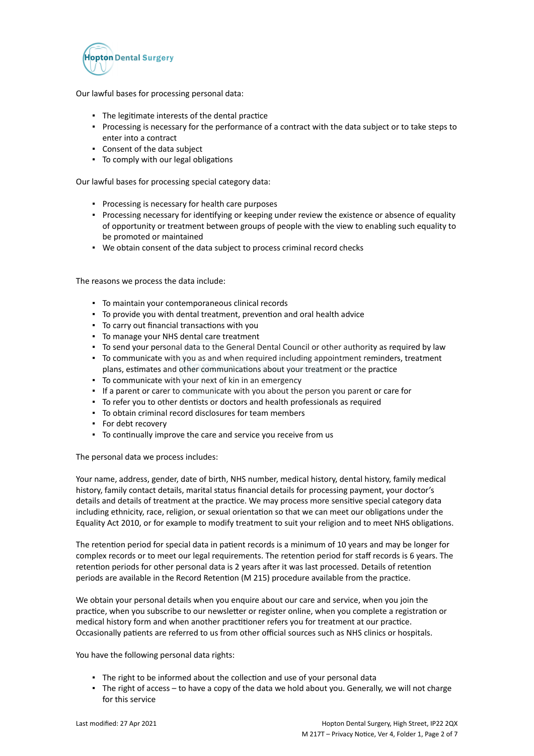Our lawful bases for processing personal data:

- The legitimate interests of the dental practice
- Processing is necessary for the performance of a contract with the data subject or to take steps to enter into a contract
- Consent of the data subject
- To comply with our legal obligations

Our lawful bases for processing special category data:

- Processing is necessary for health care purposes
- Processing necessary for identifying or keeping under review the existence or absence of equality of opportunity or treatment between groups of people with the view to enabling such equality to be promoted or maintained
- We obtain consent of the data subject to process criminal record checks

The reasons we process the data include:

- To maintain your contemporaneous clinical records
- To provide you with dental treatment, prevention and oral health advice
- To carry out financial transactions with you
- To manage your NHS dental care treatment
- To send your personal data to the General Dental Council or other authority as required by law
- To communicate with you as and when required including appointment reminders, treatment plans, estimates and other communications about your treatment or the practice
- To communicate with your next of kin in an emergency
- If a parent or carer to communicate with you about the person you parent or care for
- To refer you to other dentists or doctors and health professionals as required
- To obtain criminal record disclosures for team members
- For debt recovery
- To continually improve the care and service you receive from us

The personal data we process includes:

Your name, address, gender, date of birth, NHS number, medical history, dental history, family medical history, family contact details, marital status financial details for processing payment, your doctor's details and details of treatment at the practice. We may process more sensitive special category data including ethnicity, race, religion, or sexual orientation so that we can meet our obligations under the Equality Act 2010, or for example to modify treatment to suit your religion and to meet NHS obligations.

The retention period for special data in patient records is a minimum of 10 years and may be longer for complex records or to meet our legal requirements. The retention period for staff records is 6 years. The retention periods for other personal data is 2 years after it was last processed. Details of retention periods are available in the Record Retention (M 215) procedure available from the practice.

We obtain your personal details when you enquire about our care and service, when you join the practice, when you subscribe to our newsletter or register online, when you complete a registration or medical history form and when another practitioner refers you for treatment at our practice. Occasionally patients are referred to us from other official sources such as NHS clinics or hospitals.

You have the following personal data rights:

- The right to be informed about the collection and use of your personal data
- The right of access – to have a copy of the data we hold about you. Generally, we will not charge for this service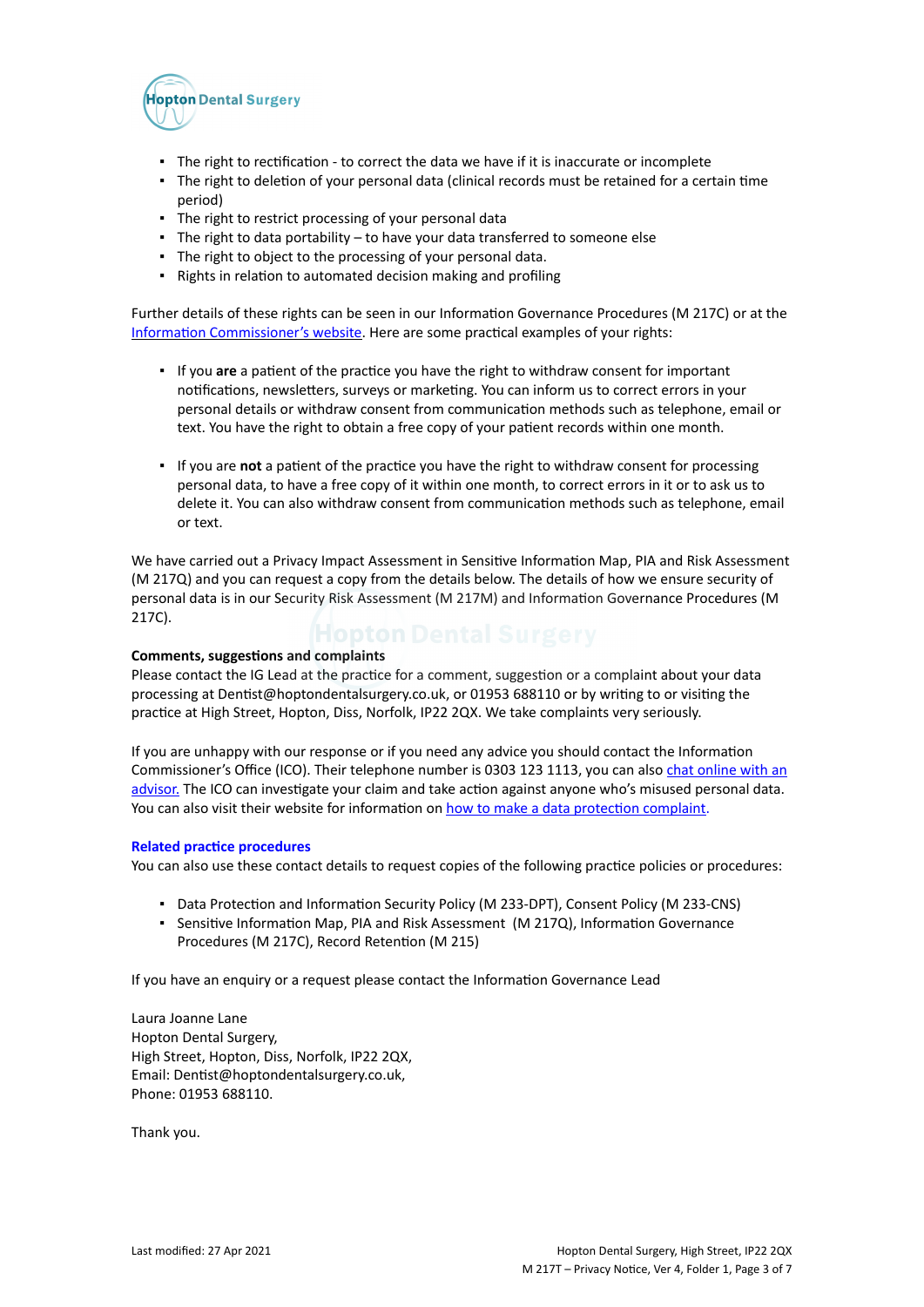- The right to rectification - to correct the data we have if it is inaccurate or incomplete
- The right to deletion of your personal data (clinical records must be retained for a certain time period)
- The right to restrict processing of your personal data
- The right to data portability – to have your data transferred to someone else
- The right to object to the processing of your personal data.
- Rights in relation to automated decision making and profiling

Further details of these rights can be seen in our Information Governance Procedures (M 217C) or at the Information Commissioner's website. Here are some practical examples of your rights:

- If you **are** a patient of the practice you have the right to withdraw consent for important notifications, newsletters, surveys or marketing. You can inform us to correct errors in your personal details or withdraw consent from communication methods such as telephone, email or text. You have the right to obtain a free copy of your patient records within one month.

- If you are **not** a patient of the practice you have the right to withdraw consent for processing personal data, to have a free copy of it within one month, to correct errors in it or to ask us to delete it. You can also withdraw consent from communication methods such as telephone, email or text.

We have carried out a Privacy Impact Assessment in Sensitive Information Map, PIA and Risk Assessment (M 217Q) and you can request a copy from the details below. The details of how we ensure security of personal data is in our Security Risk Assessment (M 217M) and Information Governance Procedures (M 217C).

**Comments, suggestions and complaints**
Please contact the IG Lead at the practice for a comment, suggestion or a complaint about your data processing at Dentist@hoptondentalsurgery.co.uk, or 01953 688110 or by writing to or visiting the practice at High Street, Hopton, Diss, Norfolk, IP22 2QX. We take complaints very seriously.

If you are unhappy with our response or if you need any advice you should contact the Information Commissioner's Office (ICO). Their telephone number is 0303 123 1113, you can also chat online with an advisor. The ICO can investigate your claim and take action against anyone who's misused personal data. You can also visit their website for information on how to make a data protection complaint.

**Related practice procedures**
You can also use these contact details to request copies of the following practice policies or procedures:

- Data Protection and Information Security Policy (M 233-DPT), Consent Policy (M 233-CNS)
- Sensitive Information Map, PIA and Risk Assessment (M 217Q), Information Governance Procedures (M 217C), Record Retention (M 215)

If you have an enquiry or a request please contact the Information Governance Lead

Laura Joanne Lane
Hopton Dental Surgery,
High Street, Hopton, Diss, Norfolk, IP22 2QX,
Email: Dentist@hoptondentalsurgery.co.uk,
Phone: 01953 688110.

Thank you.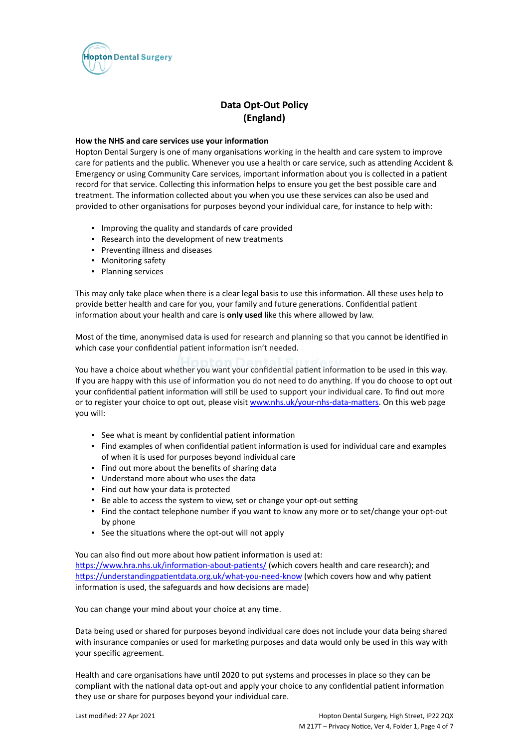# Data Opt-Out Policy (England)

**How the NHS and care services use your information**

Hopton Dental Surgery is one of many organisations working in the health and care system to improve care for patients and the public. Whenever you use a health or care service, such as attending Accident & Emergency or using Community Care services, important information about you is collected in a patient record for that service. Collecting this information helps to ensure you get the best possible care and treatment. The information collected about you when you use these services can also be used and provided to other organisations for purposes beyond your individual care, for instance to help with:

- Improving the quality and standards of care provided
- Research into the development of new treatments
- Preventing illness and diseases
- Monitoring safety
- Planning services

This may only take place when there is a clear legal basis to use this information. All these uses help to provide better health and care for you, your family and future generations. Confidential patient information about your health and care is **only used** like this where allowed by law.

Most of the time, anonymised data is used for research and planning so that you cannot be identified in which case your confidential patient information isn't needed.

You have a choice about whether you want your confidential patient information to be used in this way. If you are happy with this use of information you do not need to do anything. If you do choose to opt out your confidential patient information will still be used to support your individual care. To find out more or to register your choice to opt out, please visit [www.nhs.uk/your-nhs-data-matters](www.nhs.uk/your-nhs-data-matters). On this web page you will:

- See what is meant by confidential patient information
- Find examples of when confidential patient information is used for individual care and examples of when it is used for purposes beyond individual care
- Find out more about the benefits of sharing data
- Understand more about who uses the data
- Find out how your data is protected
- Be able to access the system to view, set or change your opt-out setting
- Find the contact telephone number if you want to know any more or to set/change your opt-out by phone
- See the situations where the opt-out will not apply

You can also find out more about how patient information is used at:
[https://www.hra.nhs.uk/information-about-patients/](https://www.hra.nhs.uk/information-about-patients/) (which covers health and care research); and [https://understandingpatientdata.org.uk/what-you-need-know](https://understandingpatientdata.org.uk/what-you-need-know) (which covers how and why patient information is used, the safeguards and how decisions are made)

You can change your mind about your choice at any time.

Data being used or shared for purposes beyond individual care does not include your data being shared with insurance companies or used for marketing purposes and data would only be used in this way with your specific agreement.

Health and care organisations have until 2020 to put systems and processes in place so they can be compliant with the national data opt-out and apply your choice to any confidential patient information they use or share for purposes beyond your individual care.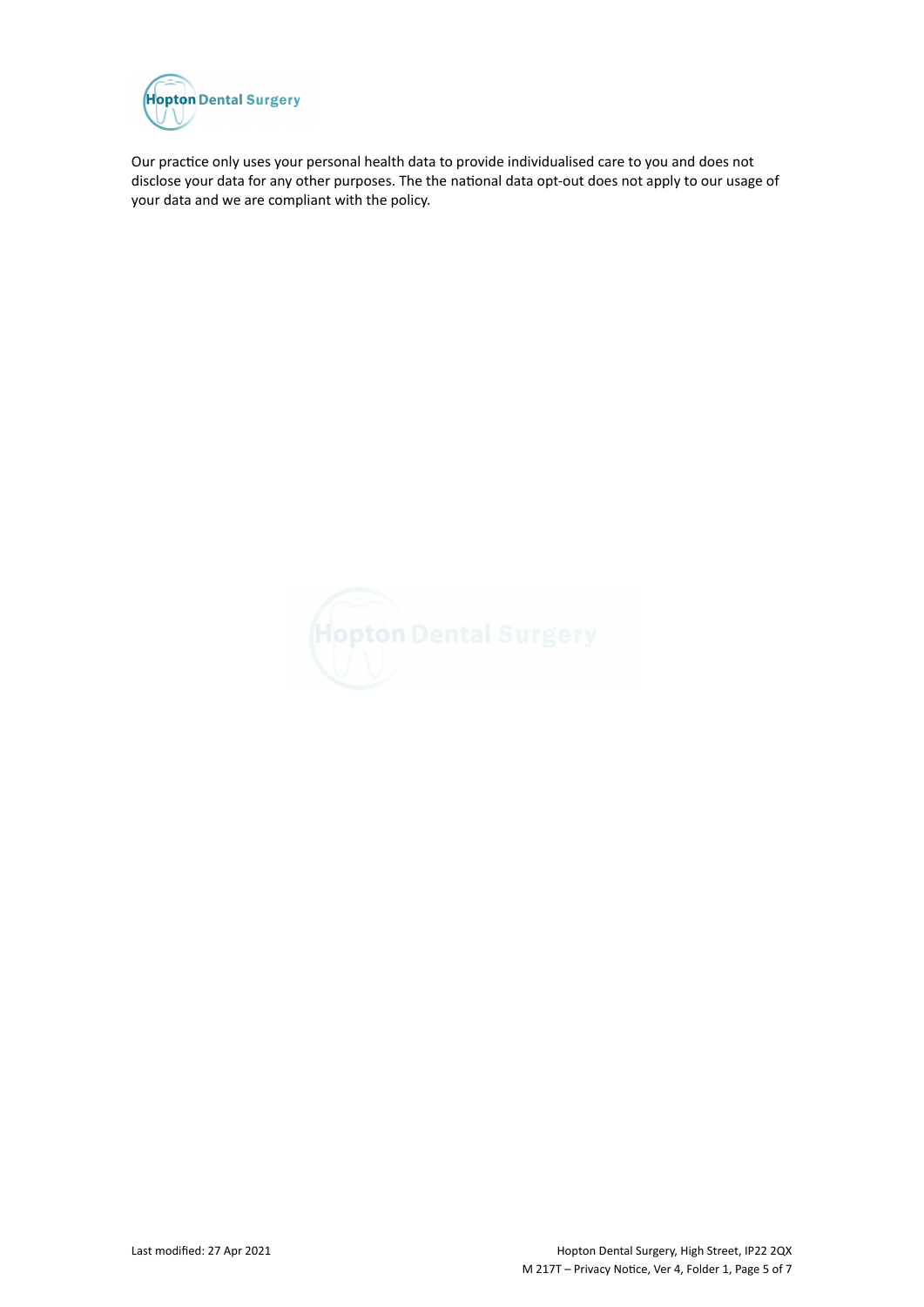Our practice only uses your personal health data to provide individualised care to you and does not disclose your data for any other purposes. The the national data opt-out does not apply to our usage of your data and we are compliant with the policy.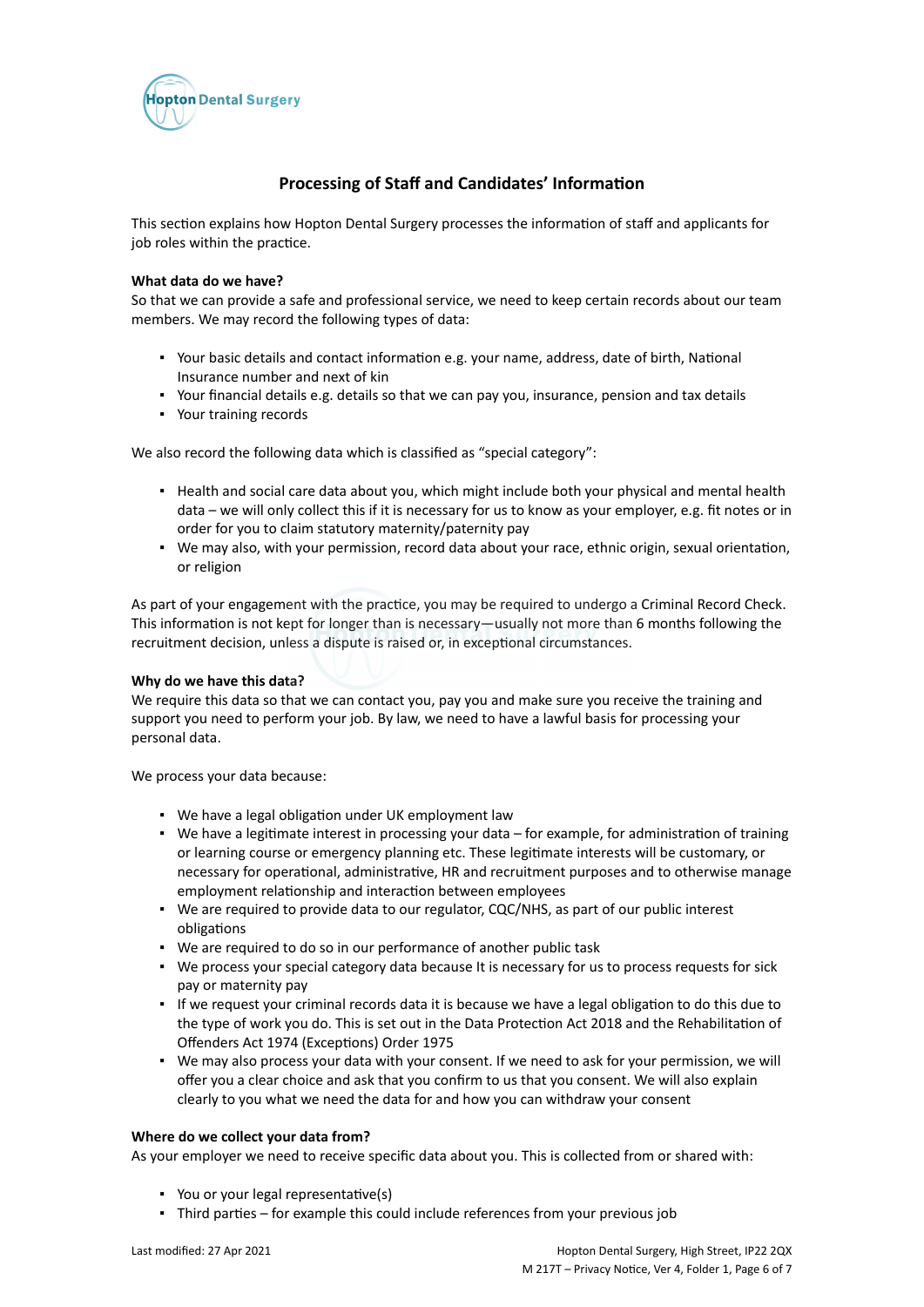## Processing of Staff and Candidates' Information

This section explains how Hopton Dental Surgery processes the information of staff and applicants for job roles within the practice.

**What data do we have?**
So that we can provide a safe and professional service, we need to keep certain records about our team members. We may record the following types of data:

- Your basic details and contact information e.g. your name, address, date of birth, National Insurance number and next of kin
- Your financial details e.g. details so that we can pay you, insurance, pension and tax details
- Your training records

We also record the following data which is classified as "special category":

- Health and social care data about you, which might include both your physical and mental health data – we will only collect this if it is necessary for us to know as your employer, e.g. fit notes or in order for you to claim statutory maternity/paternity pay
- We may also, with your permission, record data about your race, ethnic origin, sexual orientation, or religion

As part of your engagement with the practice, you may be required to undergo a Criminal Record Check. This information is not kept for longer than is necessary—usually not more than 6 months following the recruitment decision, unless a dispute is raised or, in exceptional circumstances.

**Why do we have this data?**
We require this data so that we can contact you, pay you and make sure you receive the training and support you need to perform your job. By law, we need to have a lawful basis for processing your personal data.

We process your data because:

- We have a legal obligation under UK employment law
- We have a legitimate interest in processing your data – for example, for administration of training or learning course or emergency planning etc. These legitimate interests will be customary, or necessary for operational, administrative, HR and recruitment purposes and to otherwise manage employment relationship and interaction between employees
- We are required to provide data to our regulator, CQC/NHS, as part of our public interest obligations
- We are required to do so in our performance of another public task
- We process your special category data because It is necessary for us to process requests for sick pay or maternity pay
- If we request your criminal records data it is because we have a legal obligation to do this due to the type of work you do. This is set out in the Data Protection Act 2018 and the Rehabilitation of Offenders Act 1974 (Exceptions) Order 1975
- We may also process your data with your consent. If we need to ask for your permission, we will offer you a clear choice and ask that you confirm to us that you consent. We will also explain clearly to you what we need the data for and how you can withdraw your consent

**Where do we collect your data from?**
As your employer we need to receive specific data about you. This is collected from or shared with:

- You or your legal representative(s)
- Third parties – for example this could include references from your previous job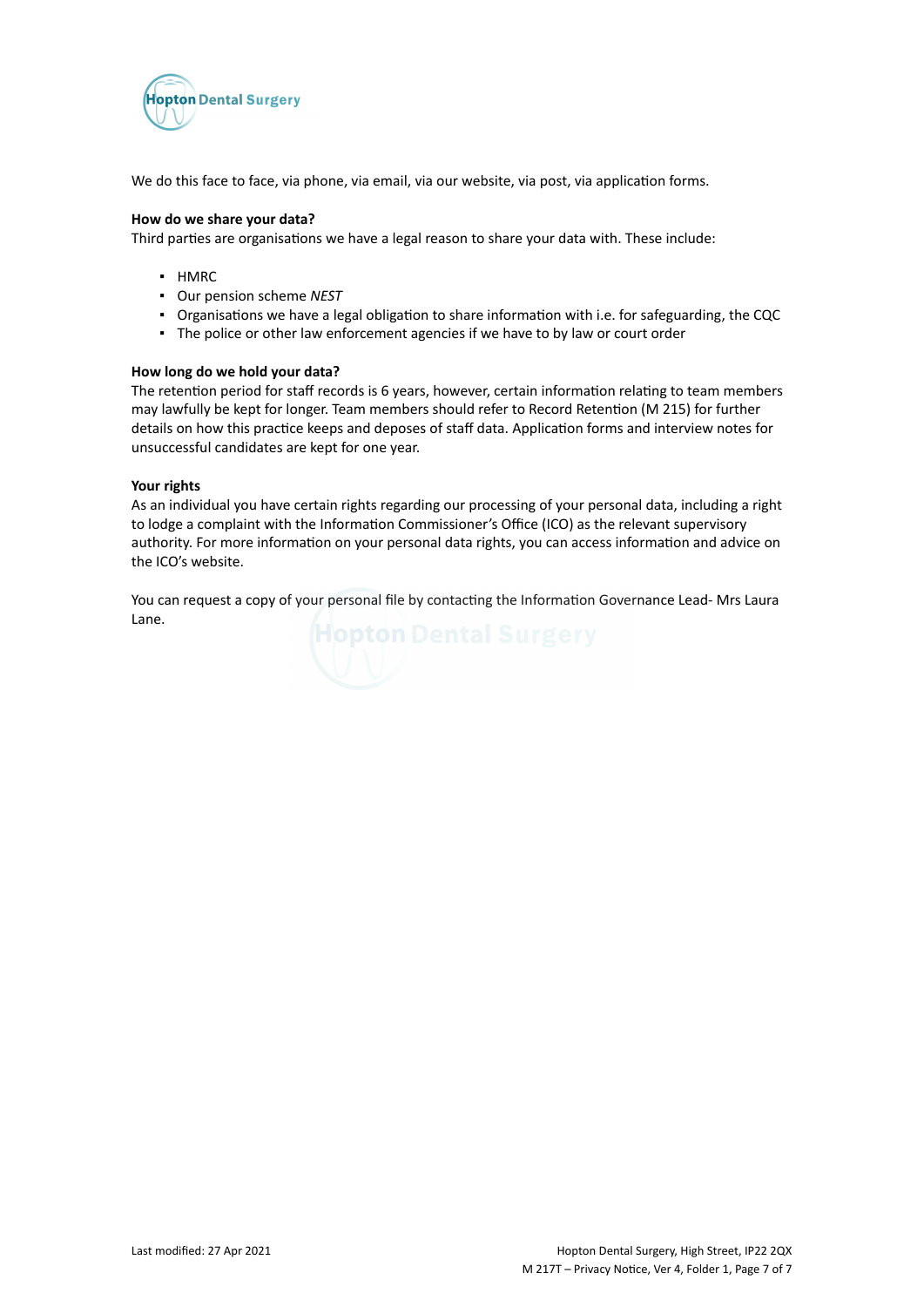We do this face to face, via phone, via email, via our website, via post, via application forms.

**How do we share your data?**

Third parties are organisations we have a legal reason to share your data with. These include:

- HMRC
- Our pension scheme *NEST*
- Organisations we have a legal obligation to share information with i.e. for safeguarding, the CQC
- The police or other law enforcement agencies if we have to by law or court order

**How long do we hold your data?**

The retention period for staff records is 6 years, however, certain information relating to team members may lawfully be kept for longer. Team members should refer to Record Retention (M 215) for further details on how this practice keeps and deposes of staff data. Application forms and interview notes for unsuccessful candidates are kept for one year.

**Your rights**

As an individual you have certain rights regarding our processing of your personal data, including a right to lodge a complaint with the Information Commissioner's Office (ICO) as the relevant supervisory authority. For more information on your personal data rights, you can access information and advice on the ICO's website.

You can request a copy of your personal file by contacting the Information Governance Lead- Mrs Laura Lane.